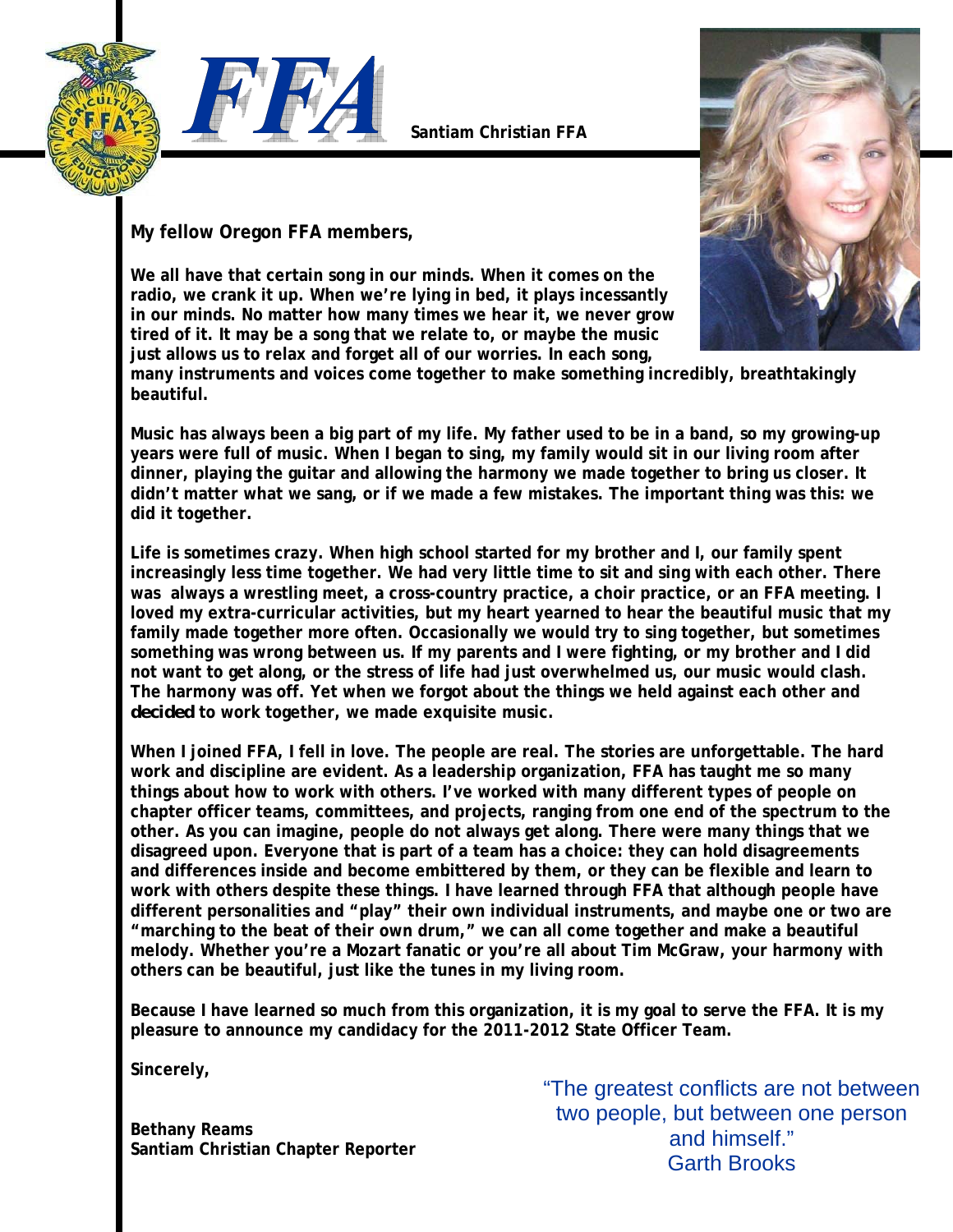**FFA**

**Santiam Christian FFA**

**My fellow Oregon FFA members,**

**We all have that certain song in our minds. When it comes on the radio, we crank it up. When we're lying in bed, it plays incessantly in our minds. No matter how many times we hear it, we never grow tired of it. It may be a song that we relate to, or maybe the music just allows us to relax and forget all of our worries. In each song, many instruments and voices come together to make something incredibly, breathtakingly beautiful.**

**Music has always been a big part of my life. My father used to be in a band, so my growing-up years were full of music. When I began to sing, my family would sit in our living room after dinner, playing the guitar and allowing the harmony we made together to bring us closer. It didn't matter what we sang, or if we made a few mistakes. The important thing was this: we did it together.**

**Life is sometimes crazy. When high school started for my brother and I, our family spent increasingly less time together. We had very little time to sit and sing with each other. There was always a wrestling meet, a cross-country practice, a choir practice, or an FFA meeting. I loved my extra-curricular activities, but my heart yearned to hear the beautiful music that my family made together more often. Occasionally we would try to sing together, but sometimes something was wrong between us. If my parents and I were fighting, or my brother and I did not want to get along, or the stress of life had just overwhelmed us, our music would clash. The harmony was off. Yet when we forgot about the things we held against each other and *decided* to work together, we made exquisite music.**

**When I joined FFA, I fell in love. The people are real. The stories are unforgettable. The hard work and discipline are evident. As a leadership organization, FFA has taught me so many things about how to work with others. I've worked with many different types of people on chapter officer teams, committees, and projects, ranging from one end of the spectrum to the other. As you can imagine, people do not always get along. There were many things that we disagreed upon. Everyone that is part of a team has a choice: they can hold disagreements and differences inside and become embittered by them, or they can be flexible and learn to work with others despite these things. I have learned through FFA that although people have different personalities and "play" their own individual instruments, and maybe one or two are "marching to the beat of their own drum," we can all come together and make a beautiful melody. Whether you're a Mozart fanatic or you're all about Tim McGraw, your harmony with others can be beautiful, just like the tunes in my living room.**

**Because I have learned so much from this organization, it is my goal to serve the FFA. It is my pleasure to announce my candidacy for the 2011-2012 State Officer Team.**

**Sincerely,**

**Bethany Reams**
**Santiam Christian Chapter Reporter**

"The greatest conflicts are not between two people, but between one person and himself."
Garth Brooks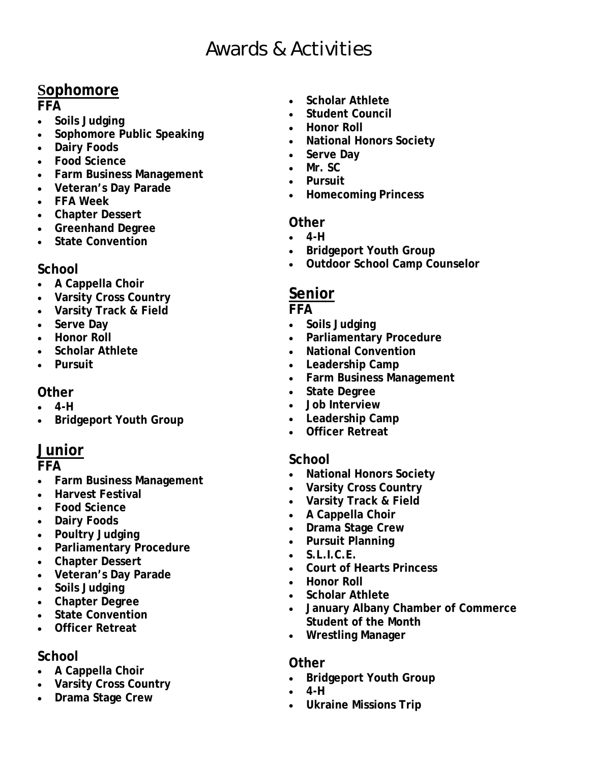# Awards & Activities

## Sophomore

### FFA

- Soils Judging
- Sophomore Public Speaking
- Dairy Foods
- Food Science
- Farm Business Management
- Veteran's Day Parade
- FFA Week
- Chapter Dessert
- Greenhand Degree
- State Convention

### School

- A Cappella Choir
- Varsity Cross Country
- Varsity Track & Field
- Serve Day
- Honor Roll
- Scholar Athlete
- Pursuit

### Other

- 4-H
- Bridgeport Youth Group

## Junior

### FFA

- Farm Business Management
- Harvest Festival
- Food Science
- Dairy Foods
- Poultry Judging
- Parliamentary Procedure
- Chapter Dessert
- Veteran's Day Parade
- Soils Judging
- Chapter Degree
- State Convention
- Officer Retreat

### School

- A Cappella Choir
- Varsity Cross Country
- Drama Stage Crew
- Scholar Athlete
- Student Council
- Honor Roll
- National Honors Society
- Serve Day
- Mr. SC
- Pursuit
- Homecoming Princess

### Other

- 4-H
- Bridgeport Youth Group
- Outdoor School Camp Counselor

## Senior

### FFA

- Soils Judging
- Parliamentary Procedure
- National Convention
- Leadership Camp
- Farm Business Management
- State Degree
- Job Interview
- Leadership Camp
- Officer Retreat

### School

- National Honors Society
- Varsity Cross Country
- Varsity Track & Field
- A Cappella Choir
- Drama Stage Crew
- Pursuit Planning
- S.L.I.C.E.
- Court of Hearts Princess
- Honor Roll
- Scholar Athlete
- January Albany Chamber of Commerce Student of the Month
- Wrestling Manager

### Other

- Bridgeport Youth Group
- 4-H
- Ukraine Missions Trip